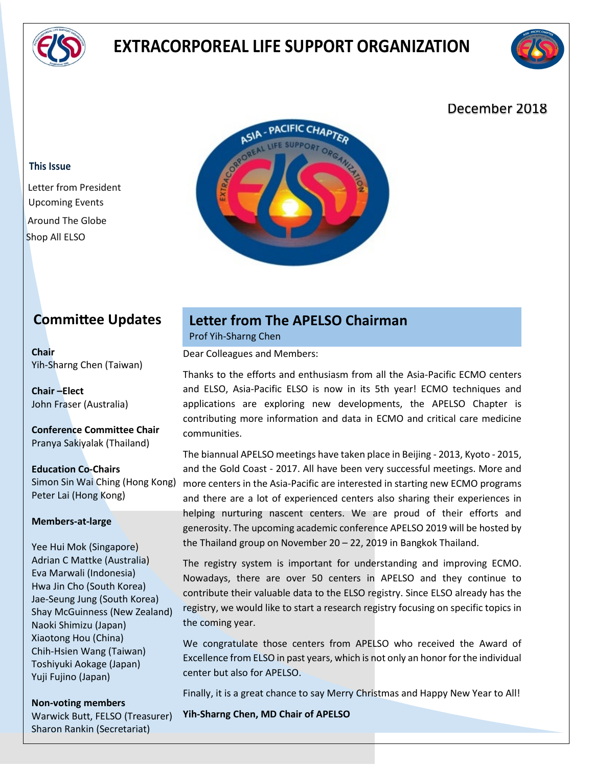# EXTRACORPOREAL LIFE SUPPORT ORGANIZATION

December 2018

**This Issue**

Letter from President
Upcoming Events
Around The Globe
Shop All ELSO

## Committee Updates

**Chair**
Yih-Sharng Chen (Taiwan)

**Chair –Elect**
John Fraser (Australia)

**Conference Committee Chair**
Pranya Sakiyalak (Thailand)

**Education Co-Chairs**
Simon Sin Wai Ching (Hong Kong)
Peter Lai (Hong Kong)

**Members-at-large**

Yee Hui Mok (Singapore)
Adrian C Mattke (Australia)
Eva Marwali (Indonesia)
Hwa Jin Cho (South Korea)
Jae-Seung Jung (South Korea)
Shay McGuinness (New Zealand)
Naoki Shimizu (Japan)
Xiaotong Hou (China)
Chih-Hsien Wang (Taiwan)
Toshiyuki Aokage (Japan)
Yuji Fujino (Japan)

**Non-voting members**
Warwick Butt, FELSO (Treasurer)
Sharon Rankin (Secretariat)

## Letter from The APELSO Chairman

Prof Yih-Sharng Chen

Dear Colleagues and Members:

Thanks to the efforts and enthusiasm from all the Asia-Pacific ECMO centers and ELSO, Asia-Pacific ELSO is now in its 5th year! ECMO techniques and applications are exploring new developments, the APELSO Chapter is contributing more information and data in ECMO and critical care medicine communities.

The biannual APELSO meetings have taken place in Beijing - 2013, Kyoto - 2015, and the Gold Coast - 2017. All have been very successful meetings. More and more centers in the Asia-Pacific are interested in starting new ECMO programs and there are a lot of experienced centers also sharing their experiences in helping nurturing nascent centers. We are proud of their efforts and generosity. The upcoming academic conference APELSO 2019 will be hosted by the Thailand group on November 20 – 22, 2019 in Bangkok Thailand.

The registry system is important for understanding and improving ECMO. Nowadays, there are over 50 centers in APELSO and they continue to contribute their valuable data to the ELSO registry. Since ELSO already has the registry, we would like to start a research registry focusing on specific topics in the coming year.

We congratulate those centers from APELSO who received the Award of Excellence from ELSO in past years, which is not only an honor for the individual center but also for APELSO.

Finally, it is a great chance to say Merry Christmas and Happy New Year to All!

**Yih-Sharng Chen, MD Chair of APELSO**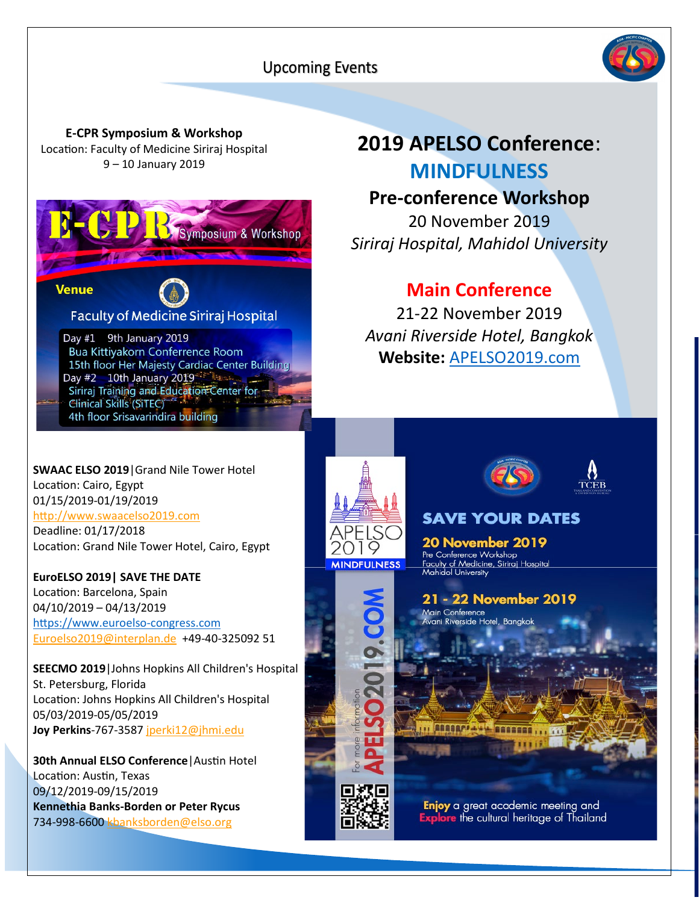## Upcoming Events

**E-CPR Symposium & Workshop**
Location: Faculty of Medicine Siriraj Hospital
9 – 10 January 2019

**E-CPR** Symposium & Workshop

**Venue**

Faculty of Medicine Siriraj Hospital

Day #1 9th January 2019
Bua Kittiyakorn Conference Room
15th floor Her Majesty Cardiac Center Building
Day #2 10th January 2019
Siriraj Training and Education Center for Clinical Skills (SiTEC)
4th floor Srisavarindira building

**SWAAC ELSO 2019**|Grand Nile Tower Hotel
Location: Cairo, Egypt
01/15/2019-01/19/2019
http://www.swaacelso2019.com
Deadline: 01/17/2018
Location: Grand Nile Tower Hotel, Cairo, Egypt

**EuroELSO 2019| SAVE THE DATE**
Location: Barcelona, Spain
04/10/2019 – 04/13/2019
https://www.euroelso-congress.com
Euroelso2019@interplan.de +49-40-325092 51

**SEECMO 2019**|Johns Hopkins All Children's Hospital
St. Petersburg, Florida
Location: Johns Hopkins All Children's Hospital
05/03/2019-05/05/2019
**Joy Perkins**-767-3587 jperki12@jhmi.edu

**30th Annual ELSO Conference**|Austin Hotel
Location: Austin, Texas
09/12/2019-09/15/2019
**Kennethia Banks-Borden or Peter Rycus**
734-998-6600 kbanksborden@elso.org

## 2019 APELSO Conference: MINDFULNESS

### Pre-conference Workshop

20 November 2019
*Siriraj Hospital, Mahidol University*

### Main Conference

21-22 November 2019
*Avani Riverside Hotel, Bangkok*
**Website:** APELSO2019.com

APELSO 2019 MINDFULNESS

For more information APELSO2019.COM

**SAVE YOUR DATES**

**20 November 2019**
Pre Conference Workshop
Faculty of Medicine, Siriraj Hospital
Mahidol University

**21 - 22 November 2019**
Main Conference
Avani Riverside Hotel, Bangkok

**Enjoy** a great academic meeting and
**Explore** the cultural heritage of Thailand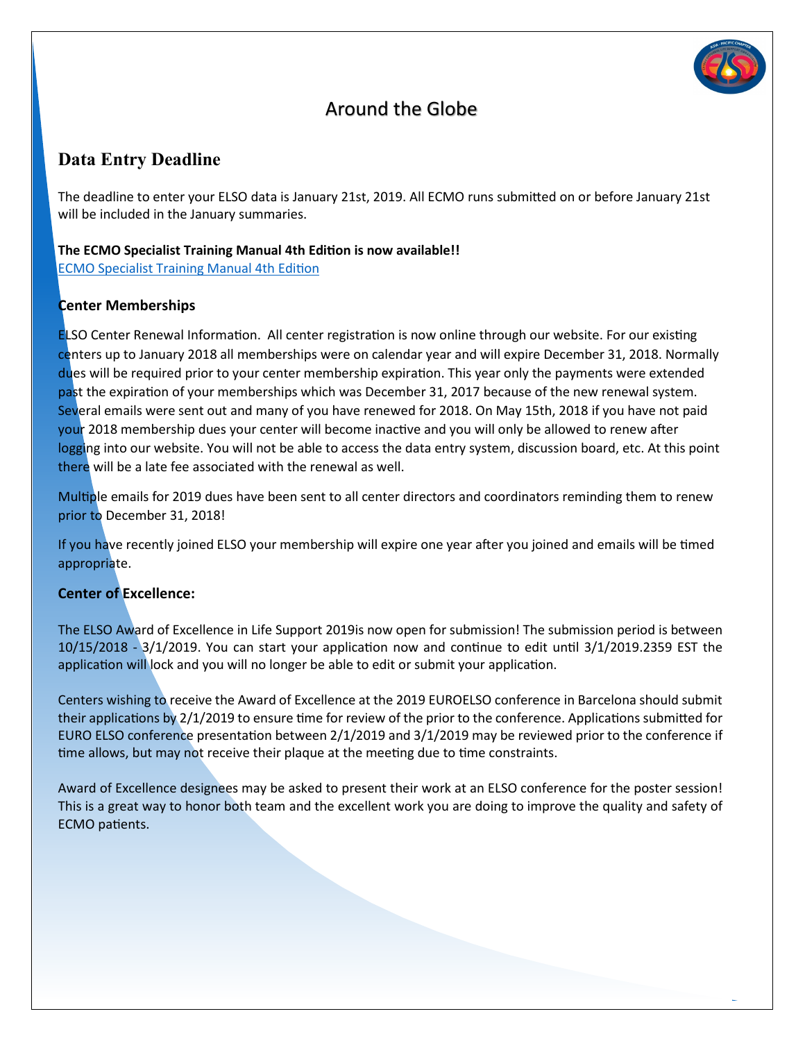# Around the Globe

## Data Entry Deadline

The deadline to enter your ELSO data is January 21st, 2019. All ECMO runs submitted on or before January 21st will be included in the January summaries.

**The ECMO Specialist Training Manual 4th Edition is now available!!**
ECMO Specialist Training Manual 4th Edition

### Center Memberships

ELSO Center Renewal Information. All center registration is now online through our website. For our existing centers up to January 2018 all memberships were on calendar year and will expire December 31, 2018. Normally dues will be required prior to your center membership expiration. This year only the payments were extended past the expiration of your memberships which was December 31, 2017 because of the new renewal system. Several emails were sent out and many of you have renewed for 2018. On May 15th, 2018 if you have not paid your 2018 membership dues your center will become inactive and you will only be allowed to renew after logging into our website. You will not be able to access the data entry system, discussion board, etc. At this point there will be a late fee associated with the renewal as well.

Multiple emails for 2019 dues have been sent to all center directors and coordinators reminding them to renew prior to December 31, 2018!

If you have recently joined ELSO your membership will expire one year after you joined and emails will be timed appropriate.

### Center of Excellence:

The ELSO Award of Excellence in Life Support 2019is now open for submission! The submission period is between 10/15/2018 - 3/1/2019. You can start your application now and continue to edit until 3/1/2019.2359 EST the application will lock and you will no longer be able to edit or submit your application.

Centers wishing to receive the Award of Excellence at the 2019 EUROELSO conference in Barcelona should submit their applications by 2/1/2019 to ensure time for review of the prior to the conference. Applications submitted for EURO ELSO conference presentation between 2/1/2019 and 3/1/2019 may be reviewed prior to the conference if time allows, but may not receive their plaque at the meeting due to time constraints.

Award of Excellence designees may be asked to present their work at an ELSO conference for the poster session! This is a great way to honor both team and the excellent work you are doing to improve the quality and safety of ECMO patients.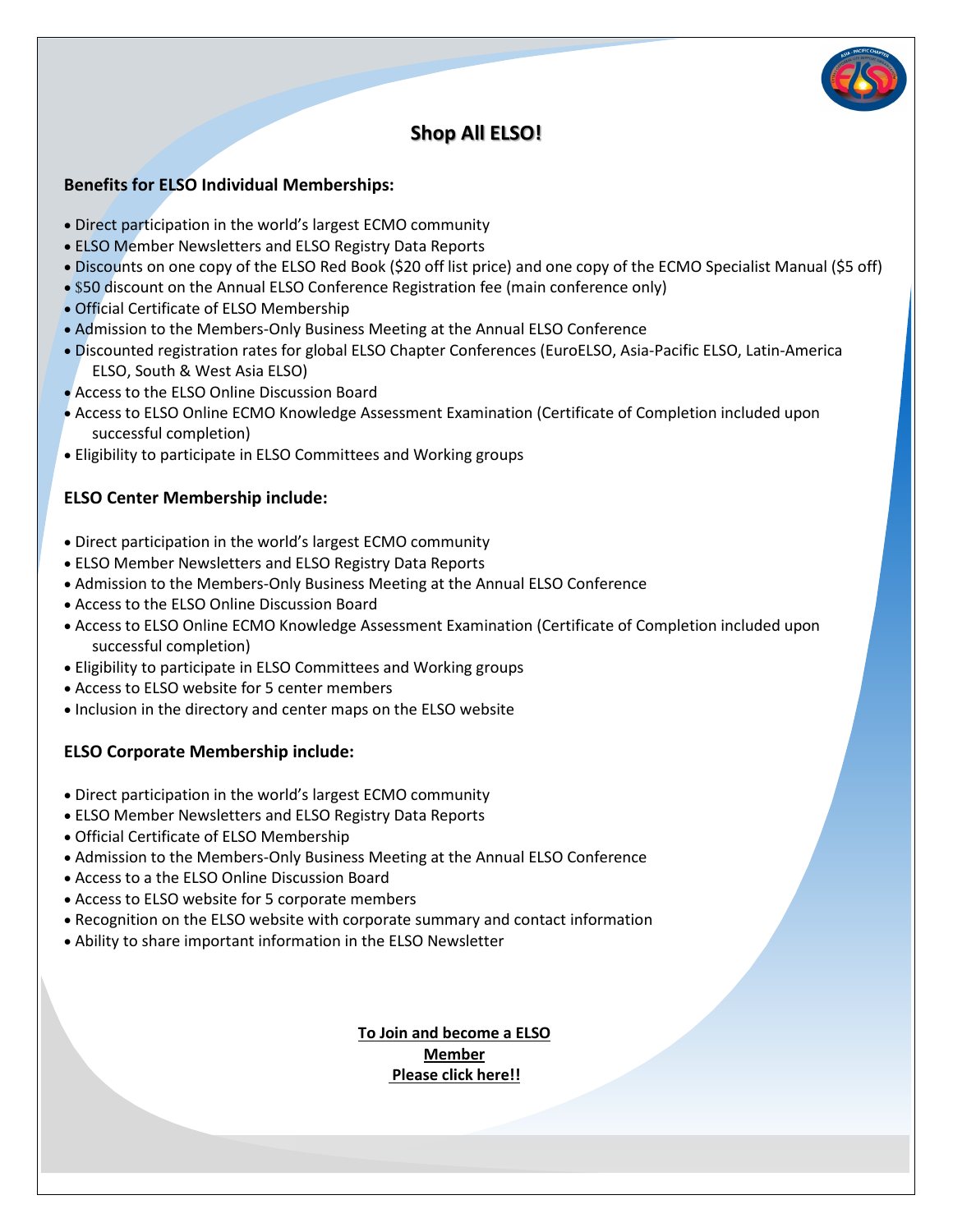# Shop All ELSO!

**Benefits for ELSO Individual Memberships:**

- Direct participation in the world's largest ECMO community
- ELSO Member Newsletters and ELSO Registry Data Reports
- Discounts on one copy of the ELSO Red Book ($20 off list price) and one copy of the ECMO Specialist Manual ($5 off)
- $50 discount on the Annual ELSO Conference Registration fee (main conference only)
- Official Certificate of ELSO Membership
- Admission to the Members-Only Business Meeting at the Annual ELSO Conference
- Discounted registration rates for global ELSO Chapter Conferences (EuroELSO, Asia-Pacific ELSO, Latin-America ELSO, South & West Asia ELSO)
- Access to the ELSO Online Discussion Board
- Access to ELSO Online ECMO Knowledge Assessment Examination (Certificate of Completion included upon successful completion)
- Eligibility to participate in ELSO Committees and Working groups

**ELSO Center Membership include:**

- Direct participation in the world's largest ECMO community
- ELSO Member Newsletters and ELSO Registry Data Reports
- Admission to the Members-Only Business Meeting at the Annual ELSO Conference
- Access to the ELSO Online Discussion Board
- Access to ELSO Online ECMO Knowledge Assessment Examination (Certificate of Completion included upon successful completion)
- Eligibility to participate in ELSO Committees and Working groups
- Access to ELSO website for 5 center members
- Inclusion in the directory and center maps on the ELSO website

**ELSO Corporate Membership include:**

- Direct participation in the world's largest ECMO community
- ELSO Member Newsletters and ELSO Registry Data Reports
- Official Certificate of ELSO Membership
- Admission to the Members-Only Business Meeting at the Annual ELSO Conference
- Access to a the ELSO Online Discussion Board
- Access to ELSO website for 5 corporate members
- Recognition on the ELSO website with corporate summary and contact information
- Ability to share important information in the ELSO Newsletter

**To Join and become a ELSO Member**
**Please click here!!**